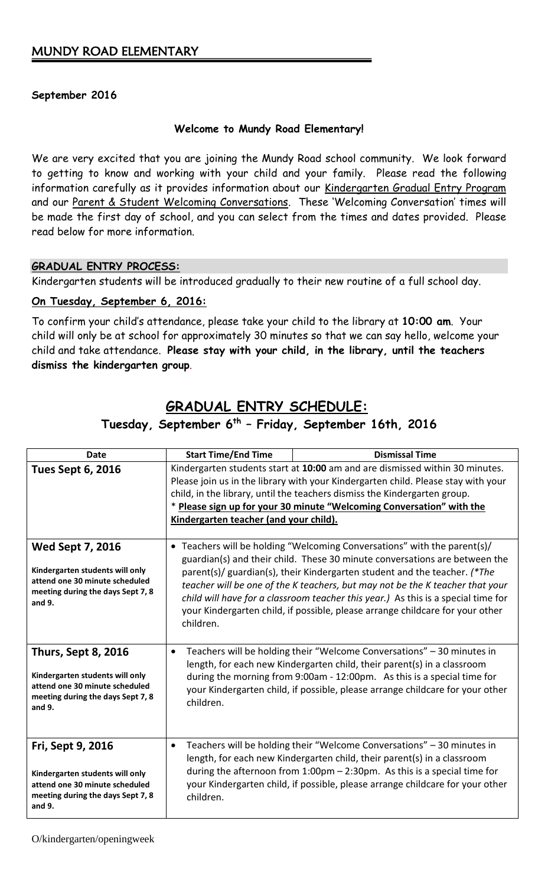## MUNDY ROAD ELEMENTARY

**September 2016**

**Welcome to Mundy Road Elementary!**

We are very excited that you are joining the Mundy Road school community. We look forward to getting to know and working with your child and your family. Please read the following information carefully as it provides information about our Kindergarten Gradual Entry Program and our Parent & Student Welcoming Conversations. These 'Welcoming Conversation' times will be made the first day of school, and you can select from the times and dates provided. Please read below for more information.

**GRADUAL ENTRY PROCESS:**

Kindergarten students will be introduced gradually to their new routine of a full school day.

**On Tuesday, September 6, 2016:**

To confirm your child's attendance, please take your child to the library at **10:00 am**. Your child will only be at school for approximately 30 minutes so that we can say hello, welcome your child and take attendance. **Please stay with your child, in the library, until the teachers dismiss the kindergarten group.**

## GRADUAL ENTRY SCHEDULE:

### Tuesday, September 6th – Friday, September 16th, 2016

| Date | Start Time/End Time | Dismissal Time |
|---|---|---|
| **Tues Sept 6, 2016** | Kindergarten students start at **10:00** am and are dismissed within 30 minutes. Please join us in the library with your Kindergarten child. Please stay with your child, in the library, until the teachers dismiss the Kindergarten group. * **Please sign up for your 30 minute "Welcoming Conversation" with the Kindergarten teacher (and your child).** | |
| **Wed Sept 7, 2016** **Kindergarten students will only attend one 30 minute scheduled meeting during the days Sept 7, 8 and 9.** | • Teachers will be holding "Welcoming Conversations" with the parent(s)/ guardian(s) and their child. These 30 minute conversations are between the parent(s)/ guardian(s), their Kindergarten student and the teacher. *(\*The teacher will be one of the K teachers, but may not be the K teacher that your child will have for a classroom teacher this year.)* As this is a special time for your Kindergarten child, if possible, please arrange childcare for your other children. | |
| **Thurs, Sept 8, 2016** **Kindergarten students will only attend one 30 minute scheduled meeting during the days Sept 7, 8 and 9.** | • Teachers will be holding their "Welcome Conversations" – 30 minutes in length, for each new Kindergarten child, their parent(s) in a classroom during the morning from 9:00am - 12:00pm. As this is a special time for your Kindergarten child, if possible, please arrange childcare for your other children. | |
| **Fri, Sept 9, 2016** **Kindergarten students will only attend one 30 minute scheduled meeting during the days Sept 7, 8 and 9.** | • Teachers will be holding their "Welcome Conversations" – 30 minutes in length, for each new Kindergarten child, their parent(s) in a classroom during the afternoon from 1:00pm – 2:30pm. As this is a special time for your Kindergarten child, if possible, please arrange childcare for your other children. | |

O/kindergarten/openingweek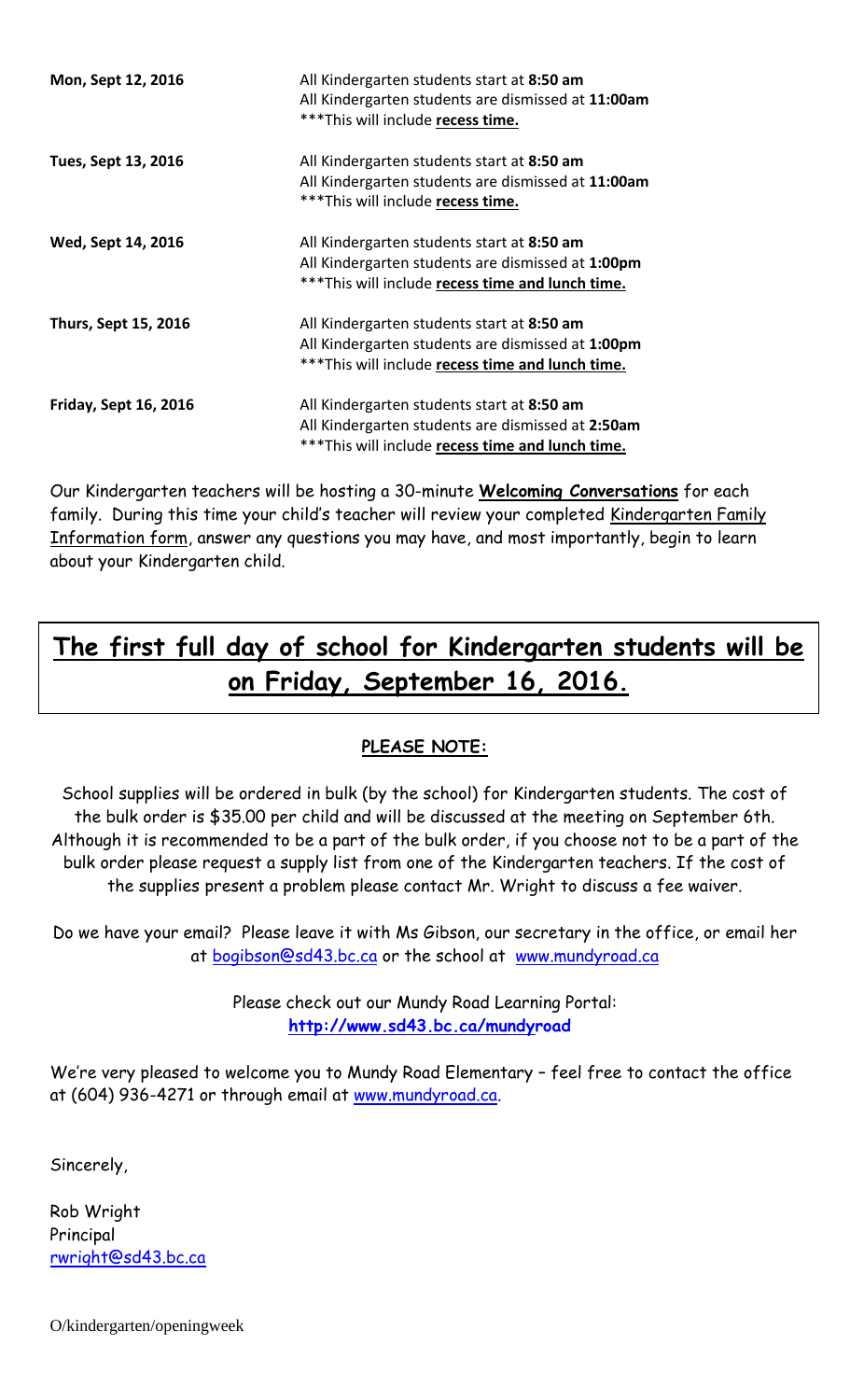| | |
|---|---|
| **Mon, Sept 12, 2016** | All Kindergarten students start at **8:50 am**<br>All Kindergarten students are dismissed at **11:00am**<br>***This will include **recess time.** |
| **Tues, Sept 13, 2016** | All Kindergarten students start at **8:50 am**<br>All Kindergarten students are dismissed at **11:00am**<br>***This will include **recess time.** |
| **Wed, Sept 14, 2016** | All Kindergarten students start at **8:50 am**<br>All Kindergarten students are dismissed at **1:00pm**<br>***This will include **recess time and lunch time.** |
| **Thurs, Sept 15, 2016** | All Kindergarten students start at **8:50 am**<br>All Kindergarten students are dismissed at **1:00pm**<br>***This will include **recess time and lunch time.** |
| **Friday, Sept 16, 2016** | All Kindergarten students start at **8:50 am**<br>All Kindergarten students are dismissed at **2:50am**<br>***This will include **recess time and lunch time.** |

Our Kindergarten teachers will be hosting a 30-minute **Welcoming Conversations** for each family. During this time your child's teacher will review your completed Kindergarten Family Information form, answer any questions you may have, and most importantly, begin to learn about your Kindergarten child.

## The first full day of school for Kindergarten students will be on Friday, September 16, 2016.

**PLEASE NOTE:**

School supplies will be ordered in bulk (by the school) for Kindergarten students. The cost of the bulk order is $35.00 per child and will be discussed at the meeting on September 6th. Although it is recommended to be a part of the bulk order, if you choose not to be a part of the bulk order please request a supply list from one of the Kindergarten teachers. If the cost of the supplies present a problem please contact Mr. Wright to discuss a fee waiver.

Do we have your email? Please leave it with Ms Gibson, our secretary in the office, or email her at bogibson@sd43.bc.ca or the school at www.mundyroad.ca

Please check out our Mundy Road Learning Portal:
**http://www.sd43.bc.ca/mundyroad**

We're very pleased to welcome you to Mundy Road Elementary – feel free to contact the office at (604) 936-4271 or through email at www.mundyroad.ca.

Sincerely,

Rob Wright
Principal
rwright@sd43.bc.ca

O/kindergarten/openingweek